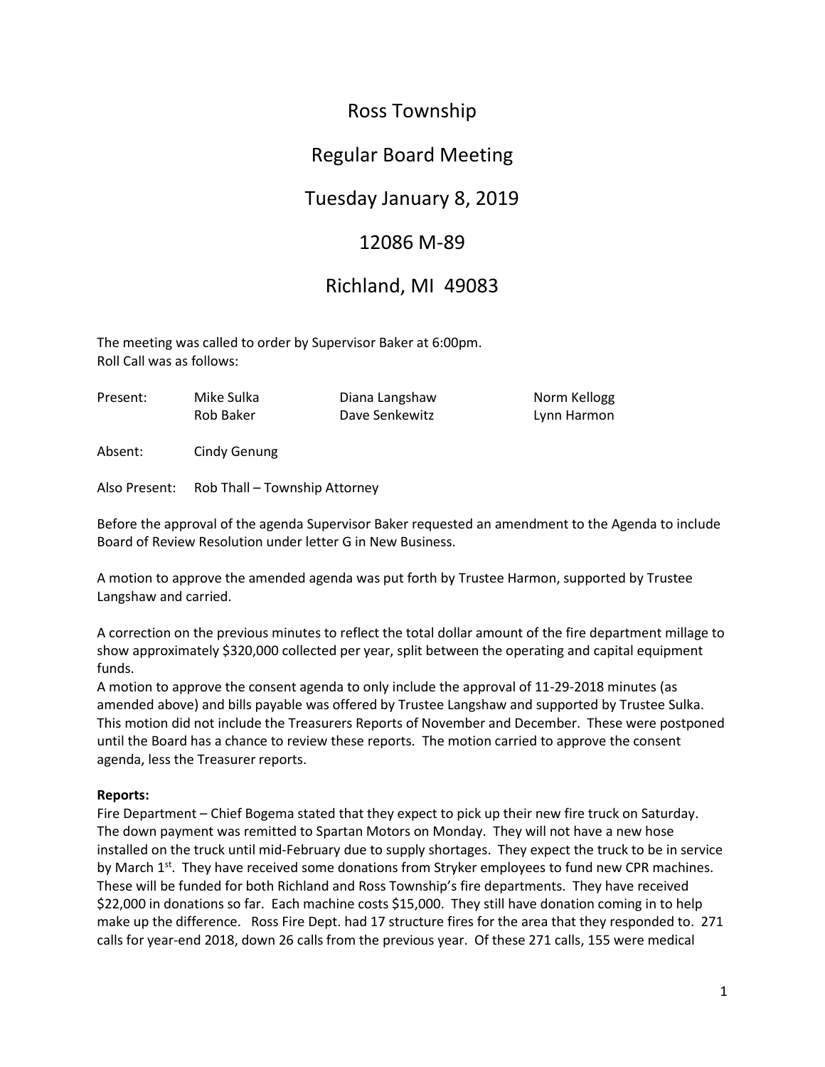# Ross Township

## Regular Board Meeting

## Tuesday January 8, 2019

## 12086 M-89

## Richland, MI 49083

The meeting was called to order by Supervisor Baker at 6:00pm.
Roll Call was as follows:

| | | | |
|---|---|---|---|
| Present: | Mike Sulka | Diana Langshaw | Norm Kellogg |
| | Rob Baker | Dave Senkewitz | Lynn Harmon |

Absent: Cindy Genung

Also Present: Rob Thall – Township Attorney

Before the approval of the agenda Supervisor Baker requested an amendment to the Agenda to include Board of Review Resolution under letter G in New Business.

A motion to approve the amended agenda was put forth by Trustee Harmon, supported by Trustee Langshaw and carried.

A correction on the previous minutes to reflect the total dollar amount of the fire department millage to show approximately $320,000 collected per year, split between the operating and capital equipment funds.
A motion to approve the consent agenda to only include the approval of 11-29-2018 minutes (as amended above) and bills payable was offered by Trustee Langshaw and supported by Trustee Sulka. This motion did not include the Treasurers Reports of November and December. These were postponed until the Board has a chance to review these reports. The motion carried to approve the consent agenda, less the Treasurer reports.

**Reports:**
Fire Department – Chief Bogema stated that they expect to pick up their new fire truck on Saturday. The down payment was remitted to Spartan Motors on Monday. They will not have a new hose installed on the truck until mid-February due to supply shortages. They expect the truck to be in service by March 1st. They have received some donations from Stryker employees to fund new CPR machines. These will be funded for both Richland and Ross Township's fire departments. They have received $22,000 in donations so far. Each machine costs $15,000. They still have donation coming in to help make up the difference. Ross Fire Dept. had 17 structure fires for the area that they responded to. 271 calls for year-end 2018, down 26 calls from the previous year. Of these 271 calls, 155 were medical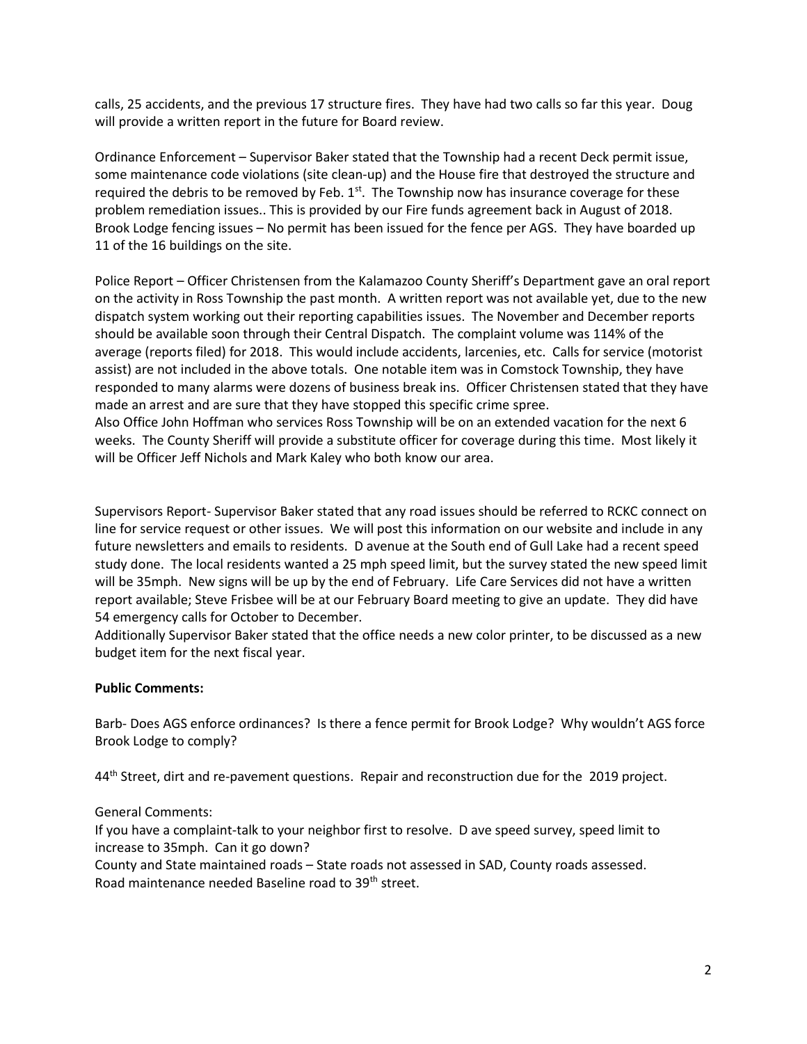calls, 25 accidents, and the previous 17 structure fires. They have had two calls so far this year. Doug will provide a written report in the future for Board review.

Ordinance Enforcement – Supervisor Baker stated that the Township had a recent Deck permit issue, some maintenance code violations (site clean-up) and the House fire that destroyed the structure and required the debris to be removed by Feb. 1st. The Township now has insurance coverage for these problem remediation issues.. This is provided by our Fire funds agreement back in August of 2018. Brook Lodge fencing issues – No permit has been issued for the fence per AGS. They have boarded up 11 of the 16 buildings on the site.

Police Report – Officer Christensen from the Kalamazoo County Sheriff's Department gave an oral report on the activity in Ross Township the past month. A written report was not available yet, due to the new dispatch system working out their reporting capabilities issues. The November and December reports should be available soon through their Central Dispatch. The complaint volume was 114% of the average (reports filed) for 2018. This would include accidents, larcenies, etc. Calls for service (motorist assist) are not included in the above totals. One notable item was in Comstock Township, they have responded to many alarms were dozens of business break ins. Officer Christensen stated that they have made an arrest and are sure that they have stopped this specific crime spree.
Also Office John Hoffman who services Ross Township will be on an extended vacation for the next 6 weeks. The County Sheriff will provide a substitute officer for coverage during this time. Most likely it will be Officer Jeff Nichols and Mark Kaley who both know our area.

Supervisors Report- Supervisor Baker stated that any road issues should be referred to RCKC connect on line for service request or other issues. We will post this information on our website and include in any future newsletters and emails to residents. D avenue at the South end of Gull Lake had a recent speed study done. The local residents wanted a 25 mph speed limit, but the survey stated the new speed limit will be 35mph. New signs will be up by the end of February. Life Care Services did not have a written report available; Steve Frisbee will be at our February Board meeting to give an update. They did have 54 emergency calls for October to December.
Additionally Supervisor Baker stated that the office needs a new color printer, to be discussed as a new budget item for the next fiscal year.

**Public Comments:**

Barb- Does AGS enforce ordinances? Is there a fence permit for Brook Lodge? Why wouldn't AGS force Brook Lodge to comply?

44th Street, dirt and re-pavement questions. Repair and reconstruction due for the 2019 project.

General Comments:
If you have a complaint-talk to your neighbor first to resolve. D ave speed survey, speed limit to increase to 35mph. Can it go down?
County and State maintained roads – State roads not assessed in SAD, County roads assessed.
Road maintenance needed Baseline road to 39th street.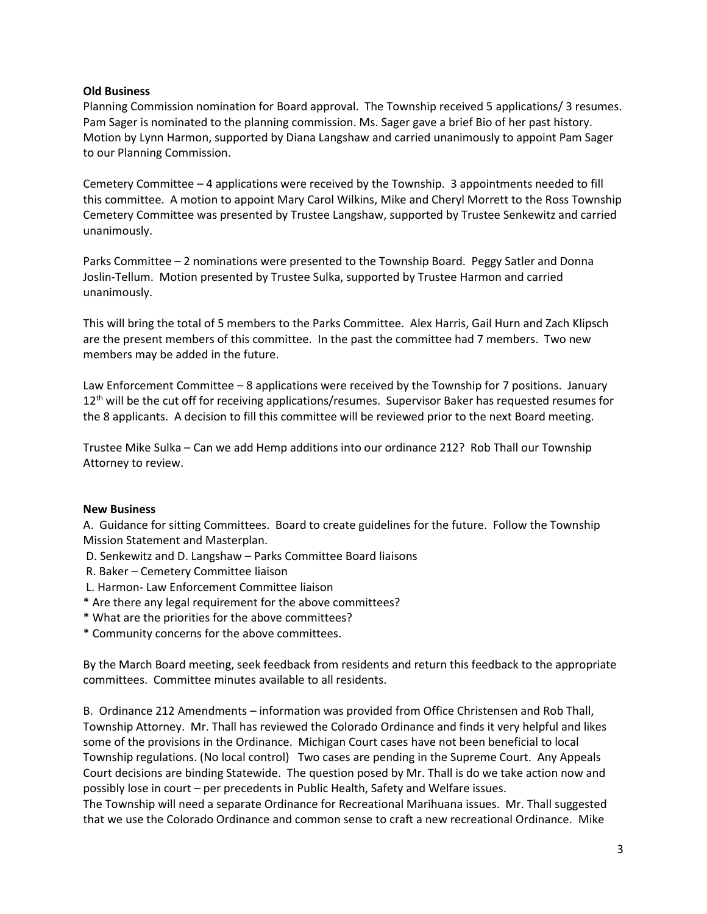**Old Business**

Planning Commission nomination for Board approval. The Township received 5 applications/ 3 resumes. Pam Sager is nominated to the planning commission. Ms. Sager gave a brief Bio of her past history. Motion by Lynn Harmon, supported by Diana Langshaw and carried unanimously to appoint Pam Sager to our Planning Commission.

Cemetery Committee – 4 applications were received by the Township. 3 appointments needed to fill this committee. A motion to appoint Mary Carol Wilkins, Mike and Cheryl Morrett to the Ross Township Cemetery Committee was presented by Trustee Langshaw, supported by Trustee Senkewitz and carried unanimously.

Parks Committee – 2 nominations were presented to the Township Board. Peggy Satler and Donna Joslin-Tellum. Motion presented by Trustee Sulka, supported by Trustee Harmon and carried unanimously.

This will bring the total of 5 members to the Parks Committee. Alex Harris, Gail Hurn and Zach Klipsch are the present members of this committee. In the past the committee had 7 members. Two new members may be added in the future.

Law Enforcement Committee – 8 applications were received by the Township for 7 positions. January 12th will be the cut off for receiving applications/resumes. Supervisor Baker has requested resumes for the 8 applicants. A decision to fill this committee will be reviewed prior to the next Board meeting.

Trustee Mike Sulka – Can we add Hemp additions into our ordinance 212? Rob Thall our Township Attorney to review.

**New Business**

A. Guidance for sitting Committees. Board to create guidelines for the future. Follow the Township Mission Statement and Masterplan.

D. Senkewitz and D. Langshaw – Parks Committee Board liaisons

R. Baker – Cemetery Committee liaison

L. Harmon- Law Enforcement Committee liaison

* Are there any legal requirement for the above committees?
* What are the priorities for the above committees?
* Community concerns for the above committees.

By the March Board meeting, seek feedback from residents and return this feedback to the appropriate committees. Committee minutes available to all residents.

B. Ordinance 212 Amendments – information was provided from Office Christensen and Rob Thall, Township Attorney. Mr. Thall has reviewed the Colorado Ordinance and finds it very helpful and likes some of the provisions in the Ordinance. Michigan Court cases have not been beneficial to local Township regulations. (No local control) Two cases are pending in the Supreme Court. Any Appeals Court decisions are binding Statewide. The question posed by Mr. Thall is do we take action now and possibly lose in court – per precedents in Public Health, Safety and Welfare issues.

The Township will need a separate Ordinance for Recreational Marihuana issues. Mr. Thall suggested that we use the Colorado Ordinance and common sense to craft a new recreational Ordinance. Mike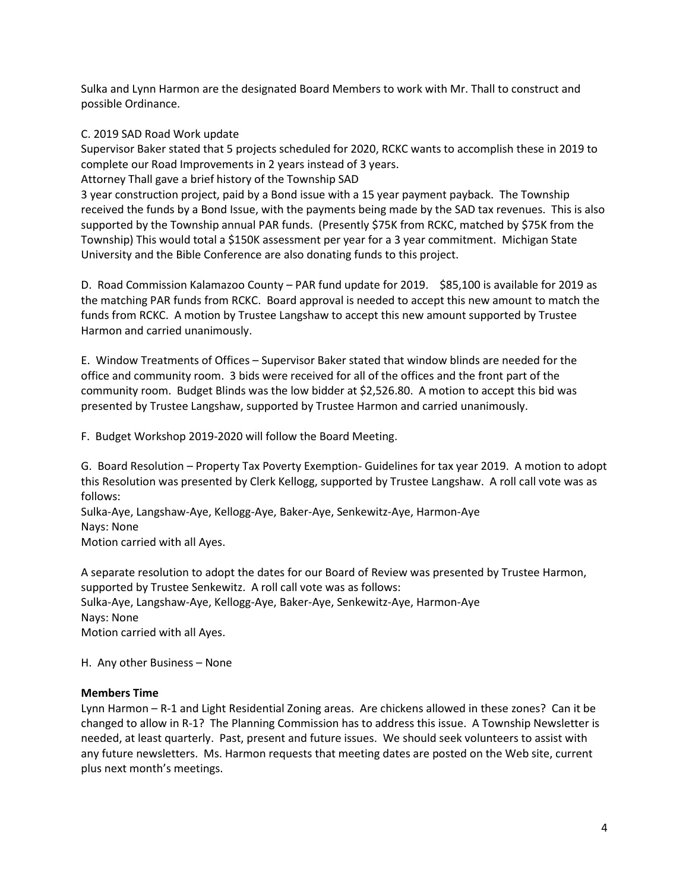Sulka and Lynn Harmon are the designated Board Members to work with Mr. Thall to construct and possible Ordinance.

C. 2019 SAD Road Work update

Supervisor Baker stated that 5 projects scheduled for 2020, RCKC wants to accomplish these in 2019 to complete our Road Improvements in 2 years instead of 3 years.

Attorney Thall gave a brief history of the Township SAD

3 year construction project, paid by a Bond issue with a 15 year payment payback. The Township received the funds by a Bond Issue, with the payments being made by the SAD tax revenues. This is also supported by the Township annual PAR funds. (Presently $75K from RCKC, matched by $75K from the Township) This would total a $150K assessment per year for a 3 year commitment. Michigan State University and the Bible Conference are also donating funds to this project.

D. Road Commission Kalamazoo County – PAR fund update for 2019. $85,100 is available for 2019 as the matching PAR funds from RCKC. Board approval is needed to accept this new amount to match the funds from RCKC. A motion by Trustee Langshaw to accept this new amount supported by Trustee Harmon and carried unanimously.

E. Window Treatments of Offices – Supervisor Baker stated that window blinds are needed for the office and community room. 3 bids were received for all of the offices and the front part of the community room. Budget Blinds was the low bidder at $2,526.80. A motion to accept this bid was presented by Trustee Langshaw, supported by Trustee Harmon and carried unanimously.

F. Budget Workshop 2019-2020 will follow the Board Meeting.

G. Board Resolution – Property Tax Poverty Exemption- Guidelines for tax year 2019. A motion to adopt this Resolution was presented by Clerk Kellogg, supported by Trustee Langshaw. A roll call vote was as follows:

Sulka-Aye, Langshaw-Aye, Kellogg-Aye, Baker-Aye, Senkewitz-Aye, Harmon-Aye

Nays: None

Motion carried with all Ayes.

A separate resolution to adopt the dates for our Board of Review was presented by Trustee Harmon, supported by Trustee Senkewitz. A roll call vote was as follows:

Sulka-Aye, Langshaw-Aye, Kellogg-Aye, Baker-Aye, Senkewitz-Aye, Harmon-Aye

Nays: None

Motion carried with all Ayes.

H. Any other Business – None

**Members Time**

Lynn Harmon – R-1 and Light Residential Zoning areas. Are chickens allowed in these zones? Can it be changed to allow in R-1? The Planning Commission has to address this issue. A Township Newsletter is needed, at least quarterly. Past, present and future issues. We should seek volunteers to assist with any future newsletters. Ms. Harmon requests that meeting dates are posted on the Web site, current plus next month's meetings.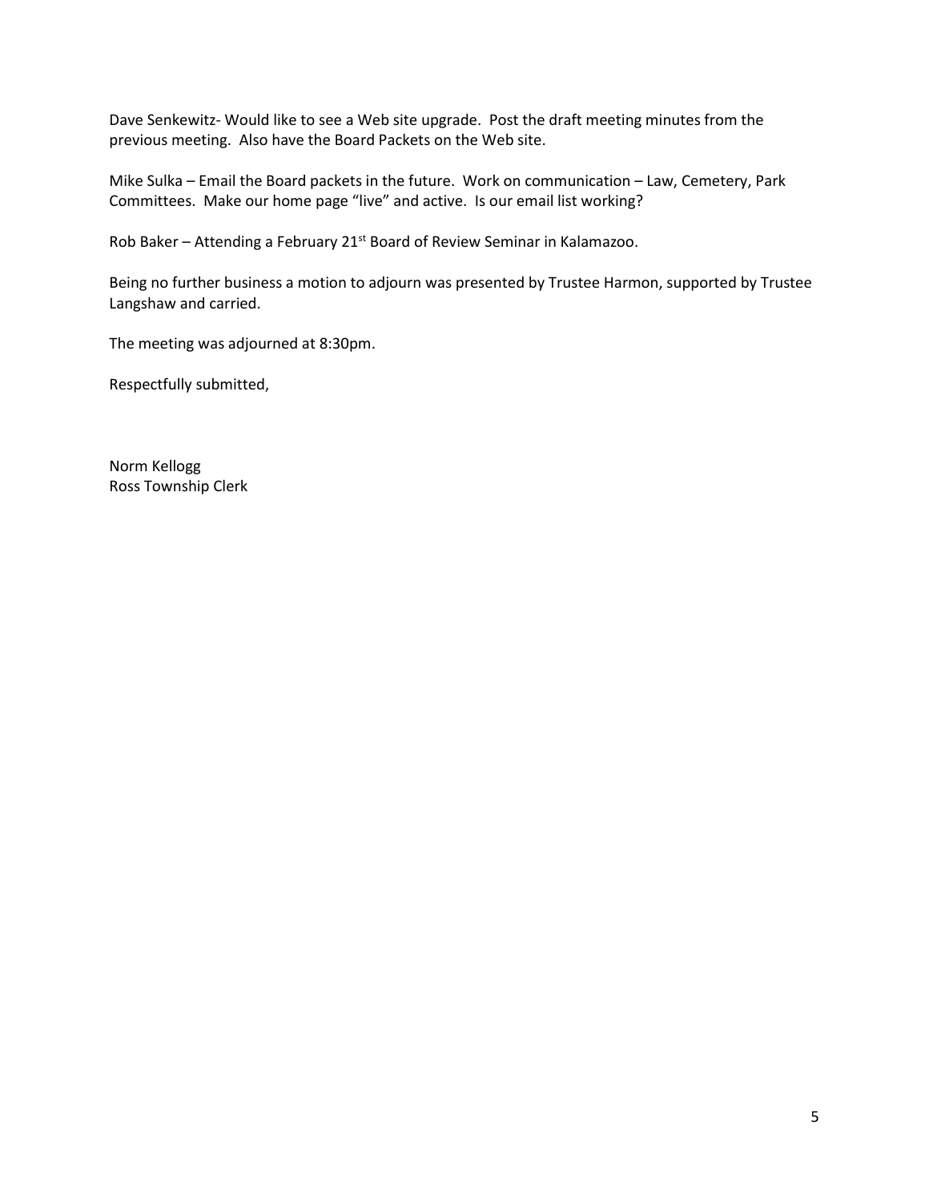Dave Senkewitz- Would like to see a Web site upgrade. Post the draft meeting minutes from the previous meeting. Also have the Board Packets on the Web site.

Mike Sulka – Email the Board packets in the future. Work on communication – Law, Cemetery, Park Committees. Make our home page "live" and active. Is our email list working?

Rob Baker – Attending a February 21st Board of Review Seminar in Kalamazoo.

Being no further business a motion to adjourn was presented by Trustee Harmon, supported by Trustee Langshaw and carried.

The meeting was adjourned at 8:30pm.

Respectfully submitted,

Norm Kellogg  
Ross Township Clerk